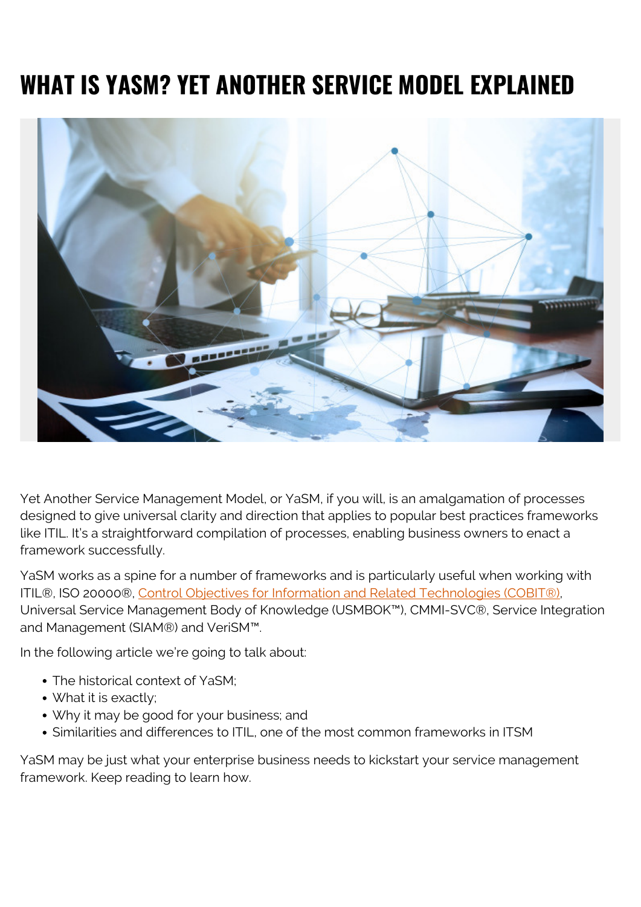# WHAT IS YASM? YET ANOTHER SERVICE MODEL EXPLAINED

Yet Another Service Management Model, or YaSM, if you will, is an amalgamation of processes designed to give universal clarity and direction that applies to popular best practices frameworks like ITIL. It's a straightforward compilation of processes, enabling business owners to enact a framework successfully.

YaSM works as a spine for a number of frameworks and is particularly useful when working with ITIL®, ISO 20000®, Control Objectives for Information and Related Technologies (COBIT®), Universal Service Management Body of Knowledge (USMBOK™), CMMI-SVC®, Service Integration and Management (SIAM®) and VeriSM™.

In the following article we're going to talk about:

- The historical context of YaSM;
- What it is exactly;
- Why it may be good for your business; and
- Similarities and differences to ITIL, one of the most common frameworks in ITSM

YaSM may be just what your enterprise business needs to kickstart your service management framework. Keep reading to learn how.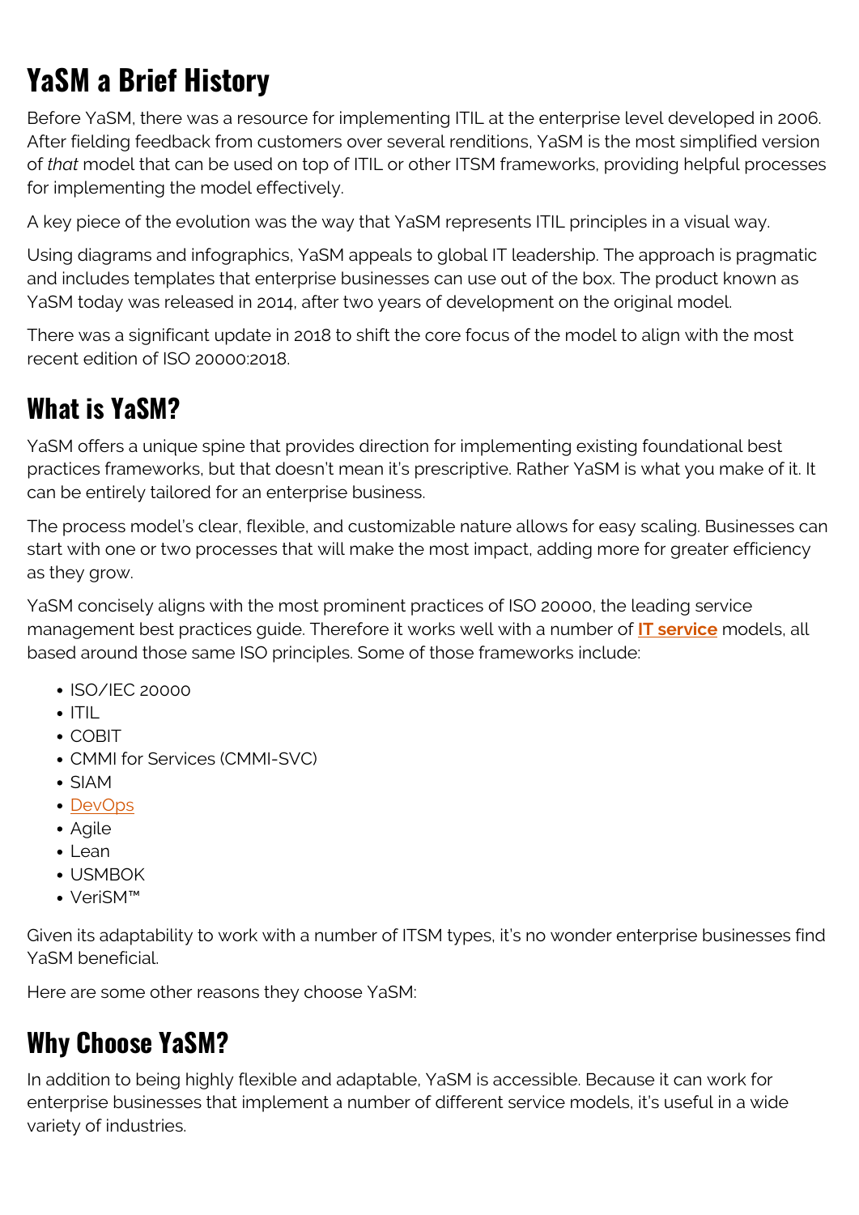## YaSM a Brief History

Before YaSM, there was a resource for implementing ITIL at the enterprise level developed in 2006. After fielding feedback from customers over several renditions, YaSM is the most simplified version of *that* model that can be used on top of ITIL or other ITSM frameworks, providing helpful processes for implementing the model effectively.

A key piece of the evolution was the way that YaSM represents ITIL principles in a visual way.

Using diagrams and infographics, YaSM appeals to global IT leadership. The approach is pragmatic and includes templates that enterprise businesses can use out of the box. The product known as YaSM today was released in 2014, after two years of development on the original model.

There was a significant update in 2018 to shift the core focus of the model to align with the most recent edition of ISO 20000:2018.

## What is YaSM?

YaSM offers a unique spine that provides direction for implementing existing foundational best practices frameworks, but that doesn't mean it's prescriptive. Rather YaSM is what you make of it. It can be entirely tailored for an enterprise business.

The process model's clear, flexible, and customizable nature allows for easy scaling. Businesses can start with one or two processes that will make the most impact, adding more for greater efficiency as they grow.

YaSM concisely aligns with the most prominent practices of ISO 20000, the leading service management best practices guide. Therefore it works well with a number of **IT service** models, all based around those same ISO principles. Some of those frameworks include:

- ISO/IEC 20000
- ITIL
- COBIT
- CMMI for Services (CMMI-SVC)
- SIAM
- DevOps
- Agile
- Lean
- USMBOK
- VeriSM™

Given its adaptability to work with a number of ITSM types, it's no wonder enterprise businesses find YaSM beneficial.

Here are some other reasons they choose YaSM:

## Why Choose YaSM?

In addition to being highly flexible and adaptable, YaSM is accessible. Because it can work for enterprise businesses that implement a number of different service models, it's useful in a wide variety of industries.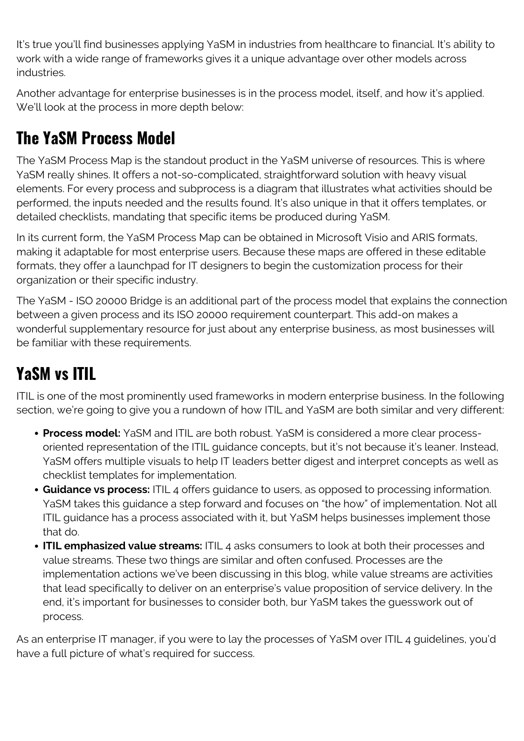It's true you'll find businesses applying YaSM in industries from healthcare to financial. It's ability to work with a wide range of frameworks gives it a unique advantage over other models across industries.

Another advantage for enterprise businesses is in the process model, itself, and how it's applied. We'll look at the process in more depth below:

## The YaSM Process Model

The YaSM Process Map is the standout product in the YaSM universe of resources. This is where YaSM really shines. It offers a not-so-complicated, straightforward solution with heavy visual elements. For every process and subprocess is a diagram that illustrates what activities should be performed, the inputs needed and the results found. It's also unique in that it offers templates, or detailed checklists, mandating that specific items be produced during YaSM.

In its current form, the YaSM Process Map can be obtained in Microsoft Visio and ARIS formats, making it adaptable for most enterprise users. Because these maps are offered in these editable formats, they offer a launchpad for IT designers to begin the customization process for their organization or their specific industry.

The YaSM - ISO 20000 Bridge is an additional part of the process model that explains the connection between a given process and its ISO 20000 requirement counterpart. This add-on makes a wonderful supplementary resource for just about any enterprise business, as most businesses will be familiar with these requirements.

## YaSM vs ITIL

ITIL is one of the most prominently used frameworks in modern enterprise business. In the following section, we're going to give you a rundown of how ITIL and YaSM are both similar and very different:

- **Process model:** YaSM and ITIL are both robust. YaSM is considered a more clear process-oriented representation of the ITIL guidance concepts, but it's not because it's leaner. Instead, YaSM offers multiple visuals to help IT leaders better digest and interpret concepts as well as checklist templates for implementation.
- **Guidance vs process:** ITIL 4 offers guidance to users, as opposed to processing information. YaSM takes this guidance a step forward and focuses on "the how" of implementation. Not all ITIL guidance has a process associated with it, but YaSM helps businesses implement those that do.
- **ITIL emphasized value streams:** ITIL 4 asks consumers to look at both their processes and value streams. These two things are similar and often confused. Processes are the implementation actions we've been discussing in this blog, while value streams are activities that lead specifically to deliver on an enterprise's value proposition of service delivery. In the end, it's important for businesses to consider both, bur YaSM takes the guesswork out of process.

As an enterprise IT manager, if you were to lay the processes of YaSM over ITIL 4 guidelines, you'd have a full picture of what's required for success.